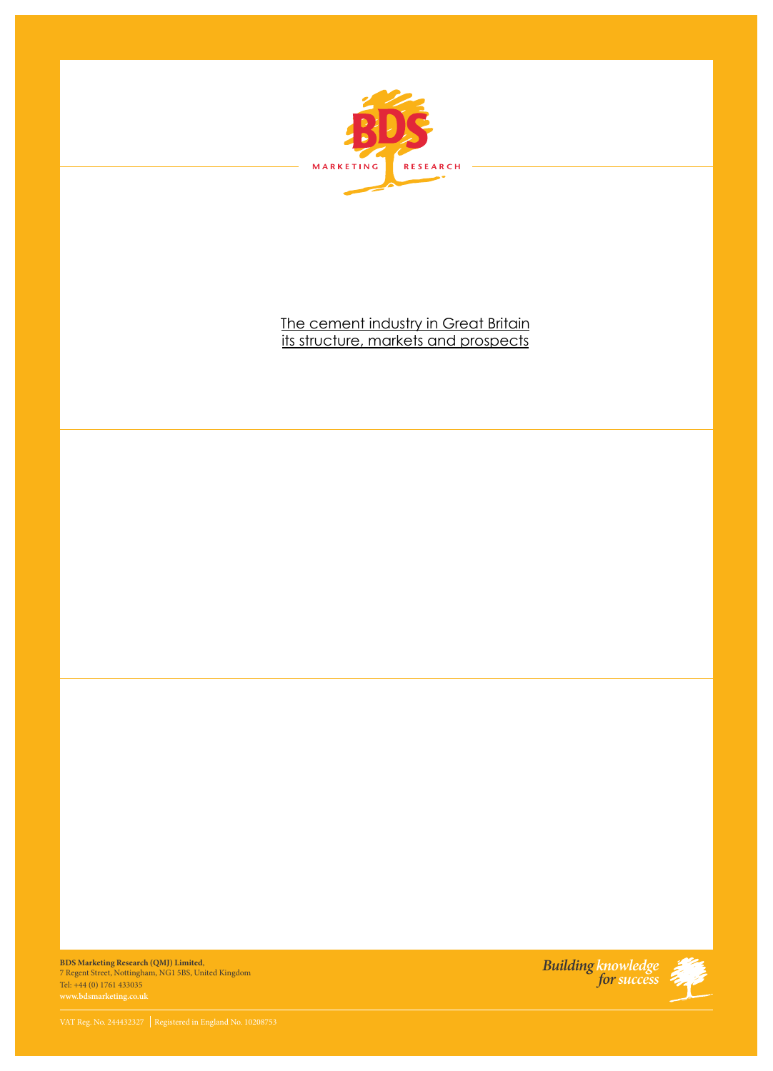BDS MARKETING RESEARCH

# The cement industry in Great Britain its structure, markets and prospects

**BDS Marketing Research (QMJ) Limited**,
7 Regent Street, Nottingham, NG1 5BS, United Kingdom
Tel: +44 (0) 1761 433035
**www.bdsmarketing.co.uk**

*Building knowledge for success*

VAT Reg. No. 244432327 | Registered in England No. 10208753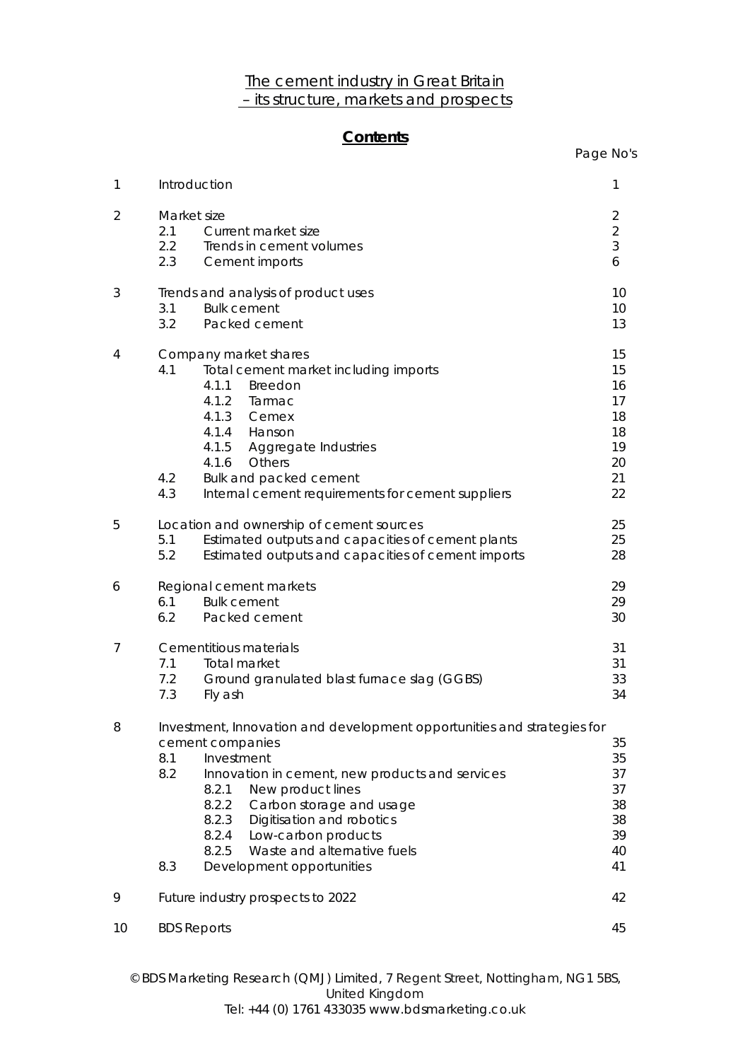# The cement industry in Great Britain – its structure, markets and prospects

## Contents

| | | Page No's |
|---|---|---|
| 1 | Introduction | 1 |
| 2 | Market size | 2 |
| | 2.1 Current market size | 2 |
| | 2.2 Trends in cement volumes | 3 |
| | 2.3 Cement imports | 6 |
| 3 | Trends and analysis of product uses | 10 |
| | 3.1 Bulk cement | 10 |
| | 3.2 Packed cement | 13 |
| 4 | Company market shares | 15 |
| | 4.1 Total cement market including imports | 15 |
| | 4.1.1 Breedon | 16 |
| | 4.1.2 Tarmac | 17 |
| | 4.1.3 Cemex | 18 |
| | 4.1.4 Hanson | 18 |
| | 4.1.5 Aggregate Industries | 19 |
| | 4.1.6 Others | 20 |
| | 4.2 Bulk and packed cement | 21 |
| | 4.3 Internal cement requirements for cement suppliers | 22 |
| 5 | Location and ownership of cement sources | 25 |
| | 5.1 Estimated outputs and capacities of cement plants | 25 |
| | 5.2 Estimated outputs and capacities of cement imports | 28 |
| 6 | Regional cement markets | 29 |
| | 6.1 Bulk cement | 29 |
| | 6.2 Packed cement | 30 |
| 7 | Cementitious materials | 31 |
| | 7.1 Total market | 31 |
| | 7.2 Ground granulated blast furnace slag (GGBS) | 33 |
| | 7.3 Fly ash | 34 |
| 8 | Investment, Innovation and development opportunities and strategies for cement companies | 35 |
| | 8.1 Investment | 35 |
| | 8.2 Innovation in cement, new products and services | 37 |
| | 8.2.1 New product lines | 37 |
| | 8.2.2 Carbon storage and usage | 38 |
| | 8.2.3 Digitisation and robotics | 38 |
| | 8.2.4 Low-carbon products | 39 |
| | 8.2.5 Waste and alternative fuels | 40 |
| | 8.3 Development opportunities | 41 |
| 9 | Future industry prospects to 2022 | 42 |
| 10 | BDS Reports | 45 |

© BDS Marketing Research (QMJ) Limited, 7 Regent Street, Nottingham, NG1 5BS, United Kingdom
Tel: +44 (0) 1761 433035 www.bdsmarketing.co.uk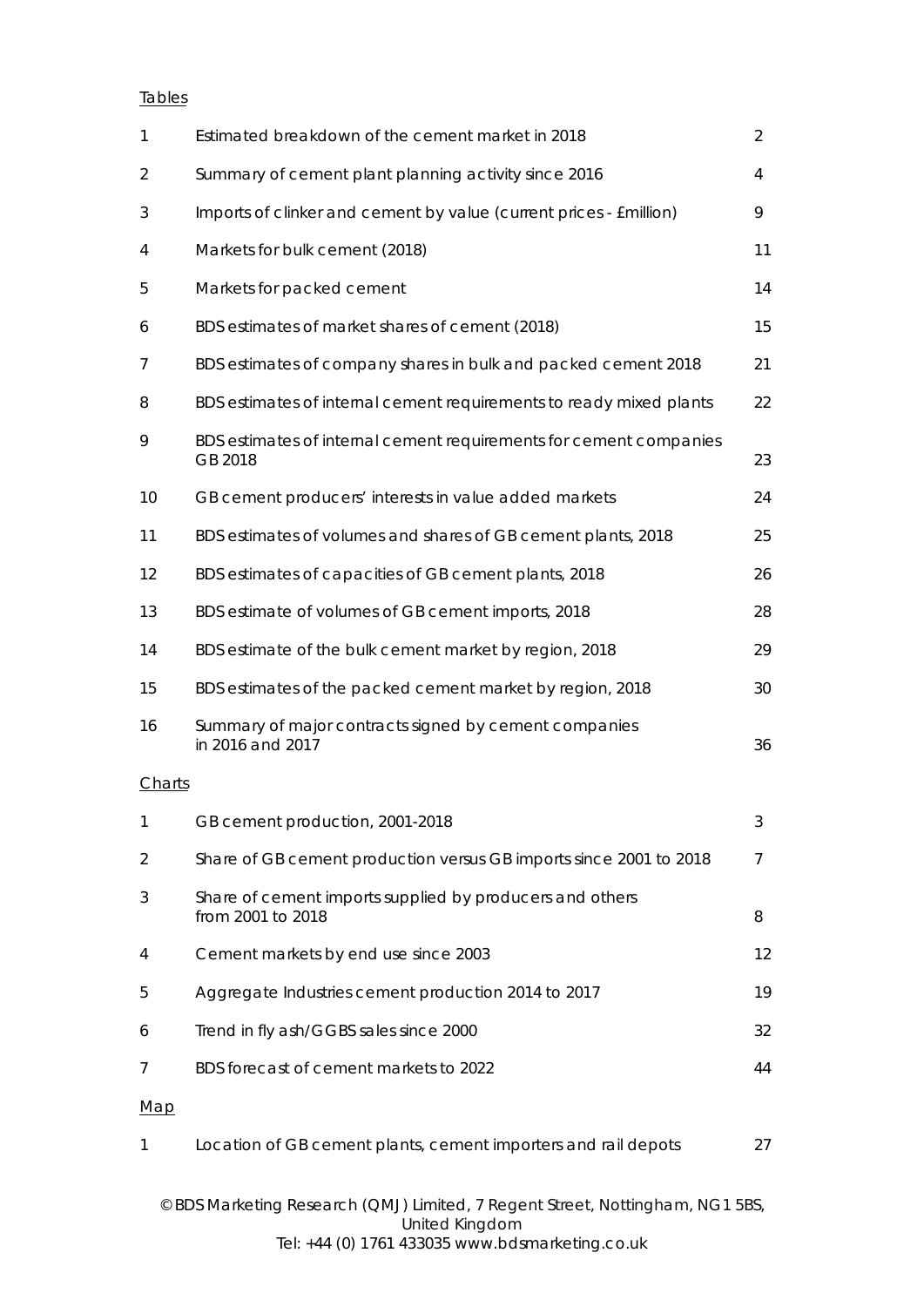Tables

| | | |
|---|---|---|
| 1 | Estimated breakdown of the cement market in 2018 | 2 |
| 2 | Summary of cement plant planning activity since 2016 | 4 |
| 3 | Imports of clinker and cement by value (current prices - £million) | 9 |
| 4 | Markets for bulk cement (2018) | 11 |
| 5 | Markets for packed cement | 14 |
| 6 | BDS estimates of market shares of cement (2018) | 15 |
| 7 | BDS estimates of company shares in bulk and packed cement 2018 | 21 |
| 8 | BDS estimates of internal cement requirements to ready mixed plants | 22 |
| 9 | BDS estimates of internal cement requirements for cement companies GB 2018 | 23 |
| 10 | GB cement producers' interests in value added markets | 24 |
| 11 | BDS estimates of volumes and shares of GB cement plants, 2018 | 25 |
| 12 | BDS estimates of capacities of GB cement plants, 2018 | 26 |
| 13 | BDS estimate of volumes of GB cement imports, 2018 | 28 |
| 14 | BDS estimate of the bulk cement market by region, 2018 | 29 |
| 15 | BDS estimates of the packed cement market by region, 2018 | 30 |
| 16 | Summary of major contracts signed by cement companies in 2016 and 2017 | 36 |

Charts

| | | |
|---|---|---|
| 1 | GB cement production, 2001-2018 | 3 |
| 2 | Share of GB cement production versus GB imports since 2001 to 2018 | 7 |
| 3 | Share of cement imports supplied by producers and others from 2001 to 2018 | 8 |
| 4 | Cement markets by end use since 2003 | 12 |
| 5 | Aggregate Industries cement production 2014 to 2017 | 19 |
| 6 | Trend in fly ash/GGBS sales since 2000 | 32 |
| 7 | BDS forecast of cement markets to 2022 | 44 |

Map

| | | |
|---|---|---|
| 1 | Location of GB cement plants, cement importers and rail depots | 27 |

© BDS Marketing Research (QMJ) Limited, 7 Regent Street, Nottingham, NG1 5BS, United Kingdom
Tel: +44 (0) 1761 433035 www.bdsmarketing.co.uk